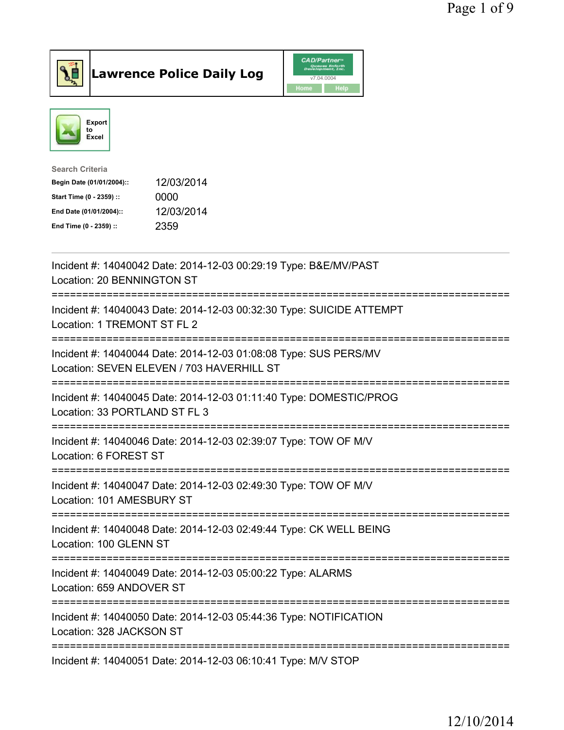# Lawrence Police Daily Log

CAD/Partner v7.04.0004

Home Help

Export to Excel

**Search Criteria**

| | |
|---|---|
| **Begin Date (01/01/2004)::** | 12/03/2014 |
| **Start Time (0 - 2359) ::** | 0000 |
| **End Date (01/01/2004)::** | 12/03/2014 |
| **End Time (0 - 2359) ::** | 2359 |

---

Incident #: 14040042 Date: 2014-12-03 00:29:19 Type: B&E/MV/PAST
Location: 20 BENNINGTON ST

===========================================================================

Incident #: 14040043 Date: 2014-12-03 00:32:30 Type: SUICIDE ATTEMPT
Location: 1 TREMONT ST FL 2

===========================================================================

Incident #: 14040044 Date: 2014-12-03 01:08:08 Type: SUS PERS/MV
Location: SEVEN ELEVEN / 703 HAVERHILL ST

===========================================================================

Incident #: 14040045 Date: 2014-12-03 01:11:40 Type: DOMESTIC/PROG
Location: 33 PORTLAND ST FL 3

===========================================================================

Incident #: 14040046 Date: 2014-12-03 02:39:07 Type: TOW OF M/V
Location: 6 FOREST ST

===========================================================================

Incident #: 14040047 Date: 2014-12-03 02:49:30 Type: TOW OF M/V
Location: 101 AMESBURY ST

===========================================================================

Incident #: 14040048 Date: 2014-12-03 02:49:44 Type: CK WELL BEING
Location: 100 GLENN ST

===========================================================================

Incident #: 14040049 Date: 2014-12-03 05:00:22 Type: ALARMS
Location: 659 ANDOVER ST

===========================================================================

Incident #: 14040050 Date: 2014-12-03 05:44:36 Type: NOTIFICATION
Location: 328 JACKSON ST

===========================================================================

Incident #: 14040051 Date: 2014-12-03 06:10:41 Type: M/V STOP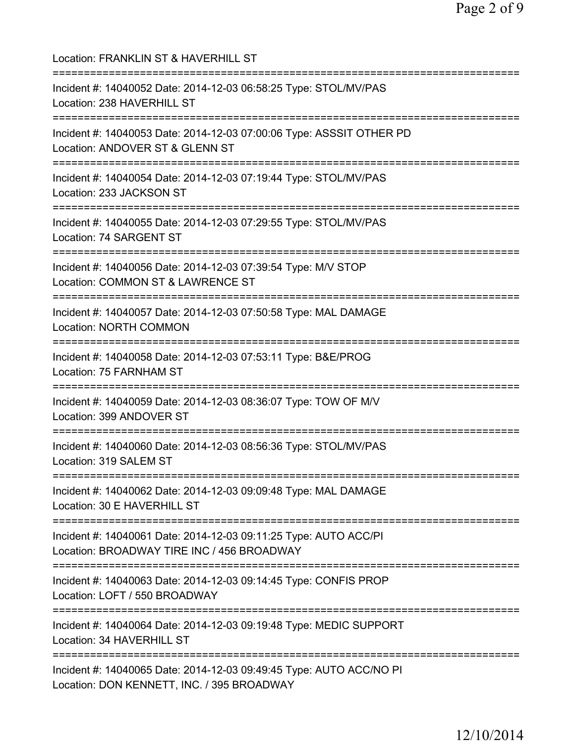Location: FRANKLIN ST & HAVERHILL ST

===========================================================================

Incident #: 14040052 Date: 2014-12-03 06:58:25 Type: STOL/MV/PAS
Location: 238 HAVERHILL ST

===========================================================================

Incident #: 14040053 Date: 2014-12-03 07:00:06 Type: ASSSIT OTHER PD
Location: ANDOVER ST & GLENN ST

===========================================================================

Incident #: 14040054 Date: 2014-12-03 07:19:44 Type: STOL/MV/PAS
Location: 233 JACKSON ST

===========================================================================

Incident #: 14040055 Date: 2014-12-03 07:29:55 Type: STOL/MV/PAS
Location: 74 SARGENT ST

===========================================================================

Incident #: 14040056 Date: 2014-12-03 07:39:54 Type: M/V STOP
Location: COMMON ST & LAWRENCE ST

===========================================================================

Incident #: 14040057 Date: 2014-12-03 07:50:58 Type: MAL DAMAGE
Location: NORTH COMMON

===========================================================================

Incident #: 14040058 Date: 2014-12-03 07:53:11 Type: B&E/PROG
Location: 75 FARNHAM ST

===========================================================================

Incident #: 14040059 Date: 2014-12-03 08:36:07 Type: TOW OF M/V
Location: 399 ANDOVER ST

===========================================================================

Incident #: 14040060 Date: 2014-12-03 08:56:36 Type: STOL/MV/PAS
Location: 319 SALEM ST

===========================================================================

Incident #: 14040062 Date: 2014-12-03 09:09:48 Type: MAL DAMAGE
Location: 30 E HAVERHILL ST

===========================================================================

Incident #: 14040061 Date: 2014-12-03 09:11:25 Type: AUTO ACC/PI
Location: BROADWAY TIRE INC / 456 BROADWAY

===========================================================================

Incident #: 14040063 Date: 2014-12-03 09:14:45 Type: CONFIS PROP
Location: LOFT / 550 BROADWAY

===========================================================================

Incident #: 14040064 Date: 2014-12-03 09:19:48 Type: MEDIC SUPPORT
Location: 34 HAVERHILL ST

===========================================================================

Incident #: 14040065 Date: 2014-12-03 09:49:45 Type: AUTO ACC/NO PI
Location: DON KENNETT, INC. / 395 BROADWAY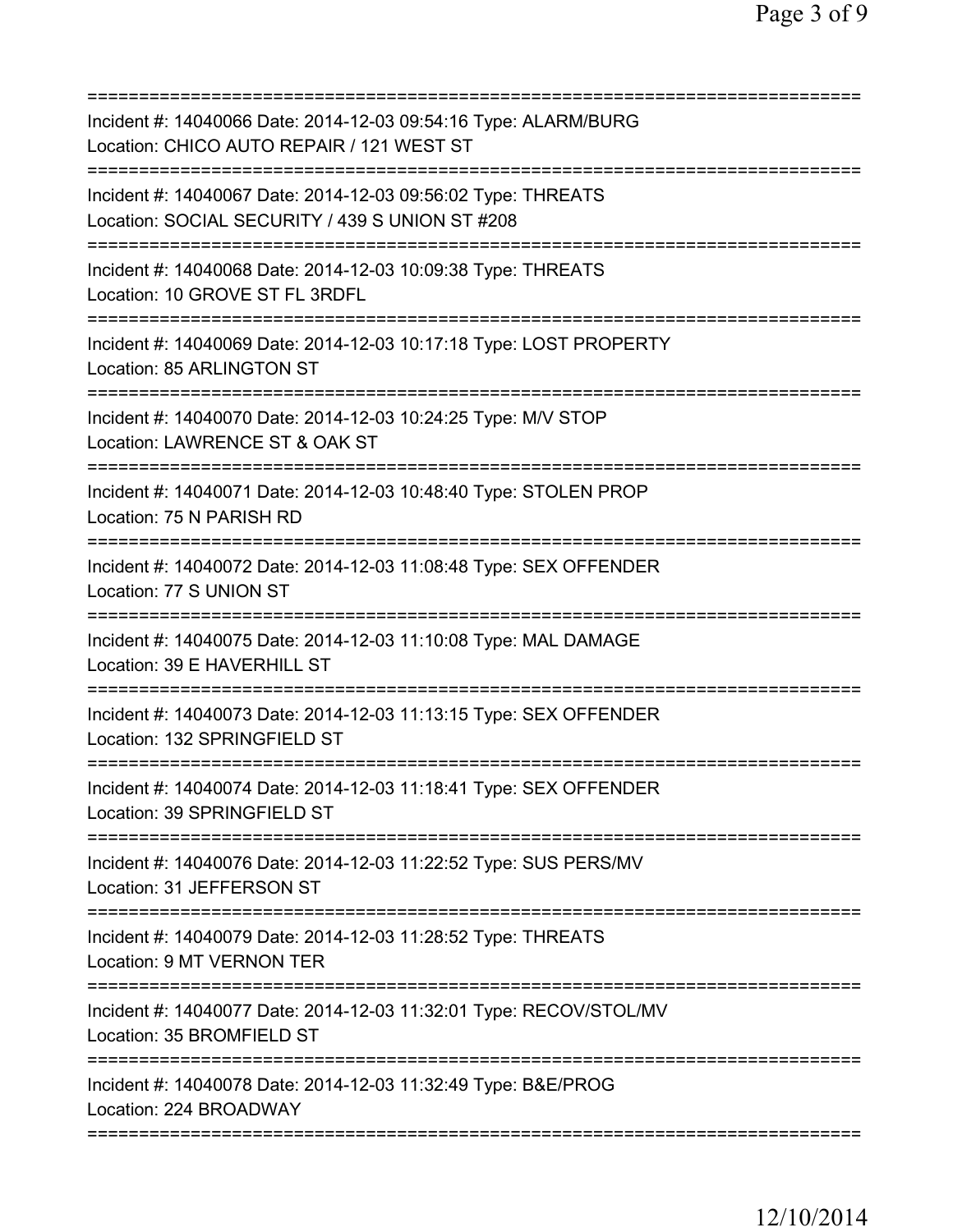===========================================================================
Incident #: 14040066 Date: 2014-12-03 09:54:16 Type: ALARM/BURG
Location: CHICO AUTO REPAIR / 121 WEST ST
===========================================================================
Incident #: 14040067 Date: 2014-12-03 09:56:02 Type: THREATS
Location: SOCIAL SECURITY / 439 S UNION ST #208
===========================================================================
Incident #: 14040068 Date: 2014-12-03 10:09:38 Type: THREATS
Location: 10 GROVE ST FL 3RDFL
===========================================================================
Incident #: 14040069 Date: 2014-12-03 10:17:18 Type: LOST PROPERTY
Location: 85 ARLINGTON ST
===========================================================================
Incident #: 14040070 Date: 2014-12-03 10:24:25 Type: M/V STOP
Location: LAWRENCE ST & OAK ST
===========================================================================
Incident #: 14040071 Date: 2014-12-03 10:48:40 Type: STOLEN PROP
Location: 75 N PARISH RD
===========================================================================
Incident #: 14040072 Date: 2014-12-03 11:08:48 Type: SEX OFFENDER
Location: 77 S UNION ST
===========================================================================
Incident #: 14040075 Date: 2014-12-03 11:10:08 Type: MAL DAMAGE
Location: 39 E HAVERHILL ST
===========================================================================
Incident #: 14040073 Date: 2014-12-03 11:13:15 Type: SEX OFFENDER
Location: 132 SPRINGFIELD ST
===========================================================================
Incident #: 14040074 Date: 2014-12-03 11:18:41 Type: SEX OFFENDER
Location: 39 SPRINGFIELD ST
===========================================================================
Incident #: 14040076 Date: 2014-12-03 11:22:52 Type: SUS PERS/MV
Location: 31 JEFFERSON ST
===========================================================================
Incident #: 14040079 Date: 2014-12-03 11:28:52 Type: THREATS
Location: 9 MT VERNON TER
===========================================================================
Incident #: 14040077 Date: 2014-12-03 11:32:01 Type: RECOV/STOL/MV
Location: 35 BROMFIELD ST
===========================================================================
Incident #: 14040078 Date: 2014-12-03 11:32:49 Type: B&E/PROG
Location: 224 BROADWAY
===========================================================================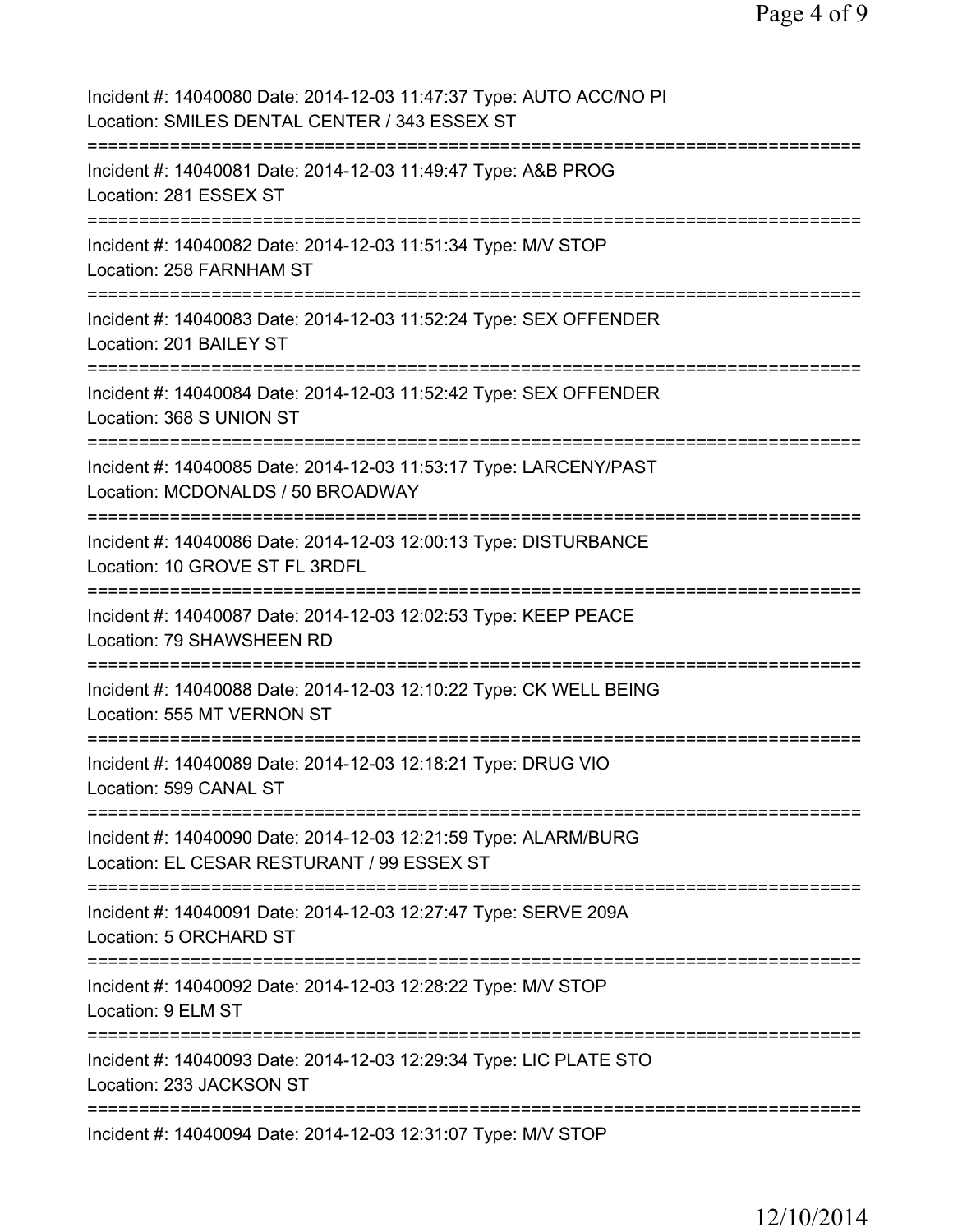Incident #: 14040080 Date: 2014-12-03 11:47:37 Type: AUTO ACC/NO PI
Location: SMILES DENTAL CENTER / 343 ESSEX ST
===========================================================================
Incident #: 14040081 Date: 2014-12-03 11:49:47 Type: A&B PROG
Location: 281 ESSEX ST
===========================================================================
Incident #: 14040082 Date: 2014-12-03 11:51:34 Type: M/V STOP
Location: 258 FARNHAM ST
===========================================================================
Incident #: 14040083 Date: 2014-12-03 11:52:24 Type: SEX OFFENDER
Location: 201 BAILEY ST
===========================================================================
Incident #: 14040084 Date: 2014-12-03 11:52:42 Type: SEX OFFENDER
Location: 368 S UNION ST
===========================================================================
Incident #: 14040085 Date: 2014-12-03 11:53:17 Type: LARCENY/PAST
Location: MCDONALDS / 50 BROADWAY
===========================================================================
Incident #: 14040086 Date: 2014-12-03 12:00:13 Type: DISTURBANCE
Location: 10 GROVE ST FL 3RDFL
===========================================================================
Incident #: 14040087 Date: 2014-12-03 12:02:53 Type: KEEP PEACE
Location: 79 SHAWSHEEN RD
===========================================================================
Incident #: 14040088 Date: 2014-12-03 12:10:22 Type: CK WELL BEING
Location: 555 MT VERNON ST
===========================================================================
Incident #: 14040089 Date: 2014-12-03 12:18:21 Type: DRUG VIO
Location: 599 CANAL ST
===========================================================================
Incident #: 14040090 Date: 2014-12-03 12:21:59 Type: ALARM/BURG
Location: EL CESAR RESTURANT / 99 ESSEX ST
===========================================================================
Incident #: 14040091 Date: 2014-12-03 12:27:47 Type: SERVE 209A
Location: 5 ORCHARD ST
===========================================================================
Incident #: 14040092 Date: 2014-12-03 12:28:22 Type: M/V STOP
Location: 9 ELM ST
===========================================================================
Incident #: 14040093 Date: 2014-12-03 12:29:34 Type: LIC PLATE STO
Location: 233 JACKSON ST
===========================================================================
Incident #: 14040094 Date: 2014-12-03 12:31:07 Type: M/V STOP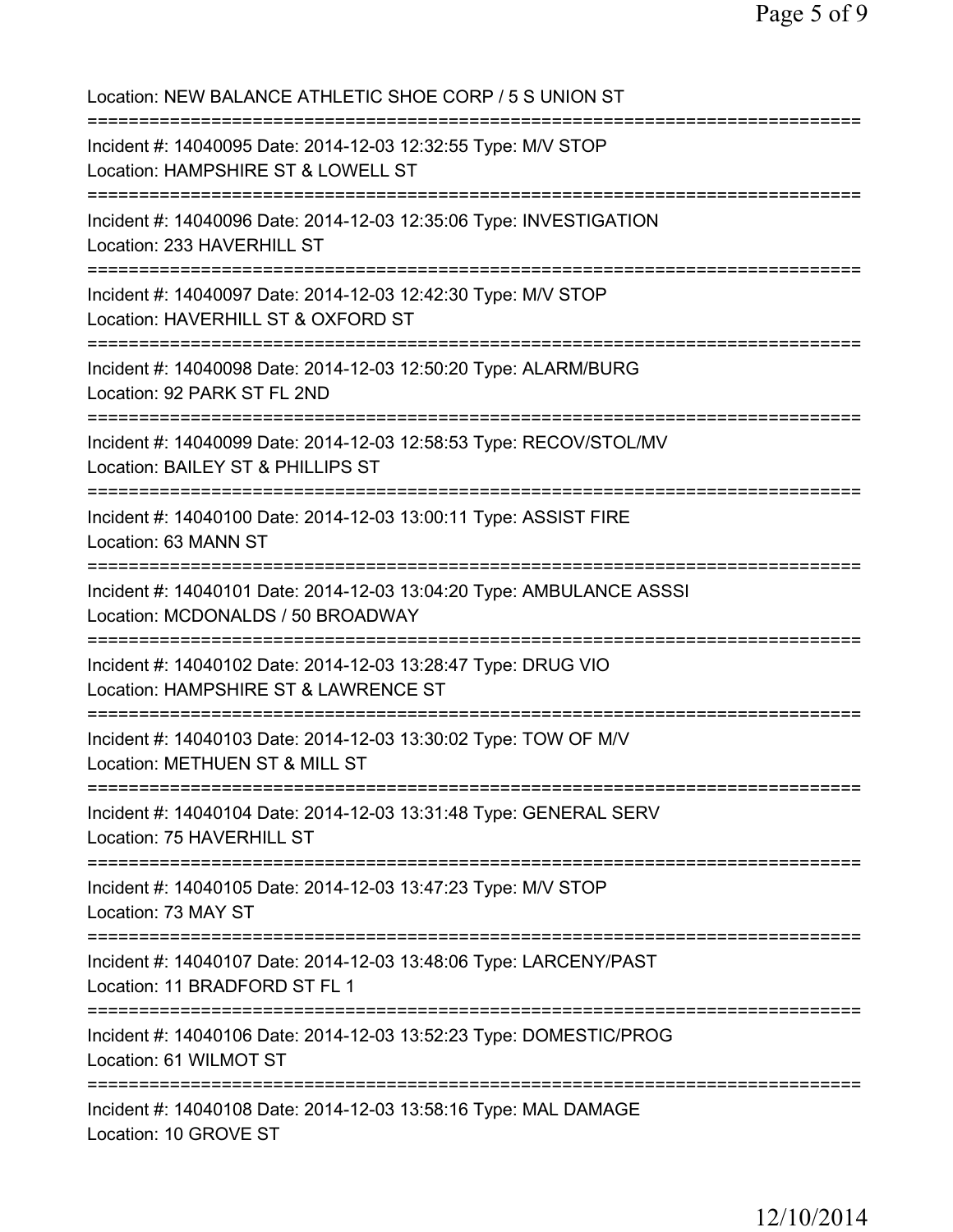Location: NEW BALANCE ATHLETIC SHOE CORP / 5 S UNION ST

===========================================================================

Incident #: 14040095 Date: 2014-12-03 12:32:55 Type: M/V STOP
Location: HAMPSHIRE ST & LOWELL ST

===========================================================================

Incident #: 14040096 Date: 2014-12-03 12:35:06 Type: INVESTIGATION
Location: 233 HAVERHILL ST

===========================================================================

Incident #: 14040097 Date: 2014-12-03 12:42:30 Type: M/V STOP
Location: HAVERHILL ST & OXFORD ST

===========================================================================

Incident #: 14040098 Date: 2014-12-03 12:50:20 Type: ALARM/BURG
Location: 92 PARK ST FL 2ND

===========================================================================

Incident #: 14040099 Date: 2014-12-03 12:58:53 Type: RECOV/STOL/MV
Location: BAILEY ST & PHILLIPS ST

===========================================================================

Incident #: 14040100 Date: 2014-12-03 13:00:11 Type: ASSIST FIRE
Location: 63 MANN ST

===========================================================================

Incident #: 14040101 Date: 2014-12-03 13:04:20 Type: AMBULANCE ASSSI
Location: MCDONALDS / 50 BROADWAY

===========================================================================

Incident #: 14040102 Date: 2014-12-03 13:28:47 Type: DRUG VIO
Location: HAMPSHIRE ST & LAWRENCE ST

===========================================================================

Incident #: 14040103 Date: 2014-12-03 13:30:02 Type: TOW OF M/V
Location: METHUEN ST & MILL ST

===========================================================================

Incident #: 14040104 Date: 2014-12-03 13:31:48 Type: GENERAL SERV
Location: 75 HAVERHILL ST

===========================================================================

Incident #: 14040105 Date: 2014-12-03 13:47:23 Type: M/V STOP
Location: 73 MAY ST

===========================================================================

Incident #: 14040107 Date: 2014-12-03 13:48:06 Type: LARCENY/PAST
Location: 11 BRADFORD ST FL 1

===========================================================================

Incident #: 14040106 Date: 2014-12-03 13:52:23 Type: DOMESTIC/PROG
Location: 61 WILMOT ST

===========================================================================

Incident #: 14040108 Date: 2014-12-03 13:58:16 Type: MAL DAMAGE
Location: 10 GROVE ST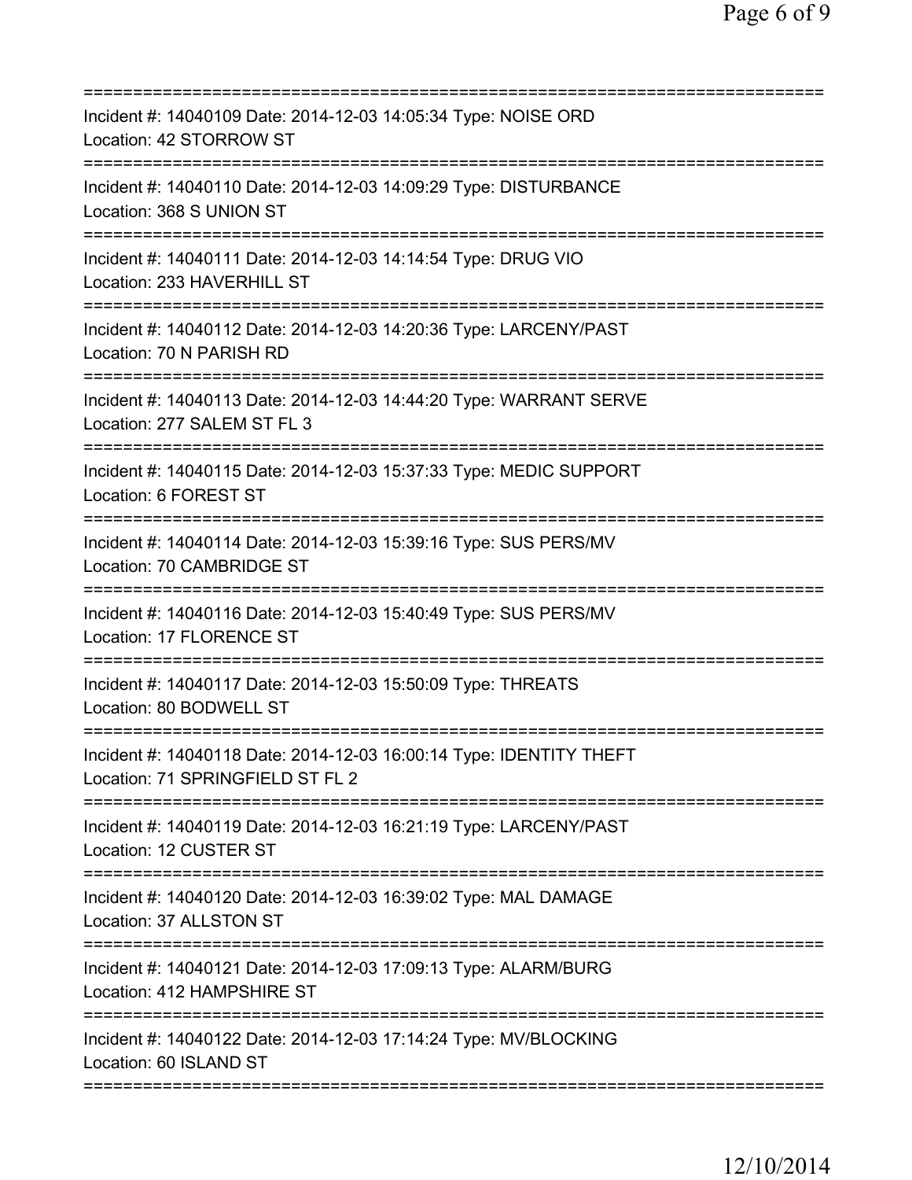===========================================================================
Incident #: 14040109 Date: 2014-12-03 14:05:34 Type: NOISE ORD
Location: 42 STORROW ST
===========================================================================
Incident #: 14040110 Date: 2014-12-03 14:09:29 Type: DISTURBANCE
Location: 368 S UNION ST
===========================================================================
Incident #: 14040111 Date: 2014-12-03 14:14:54 Type: DRUG VIO
Location: 233 HAVERHILL ST
===========================================================================
Incident #: 14040112 Date: 2014-12-03 14:20:36 Type: LARCENY/PAST
Location: 70 N PARISH RD
===========================================================================
Incident #: 14040113 Date: 2014-12-03 14:44:20 Type: WARRANT SERVE
Location: 277 SALEM ST FL 3
===========================================================================
Incident #: 14040115 Date: 2014-12-03 15:37:33 Type: MEDIC SUPPORT
Location: 6 FOREST ST
===========================================================================
Incident #: 14040114 Date: 2014-12-03 15:39:16 Type: SUS PERS/MV
Location: 70 CAMBRIDGE ST
===========================================================================
Incident #: 14040116 Date: 2014-12-03 15:40:49 Type: SUS PERS/MV
Location: 17 FLORENCE ST
===========================================================================
Incident #: 14040117 Date: 2014-12-03 15:50:09 Type: THREATS
Location: 80 BODWELL ST
===========================================================================
Incident #: 14040118 Date: 2014-12-03 16:00:14 Type: IDENTITY THEFT
Location: 71 SPRINGFIELD ST FL 2
===========================================================================
Incident #: 14040119 Date: 2014-12-03 16:21:19 Type: LARCENY/PAST
Location: 12 CUSTER ST
===========================================================================
Incident #: 14040120 Date: 2014-12-03 16:39:02 Type: MAL DAMAGE
Location: 37 ALLSTON ST
===========================================================================
Incident #: 14040121 Date: 2014-12-03 17:09:13 Type: ALARM/BURG
Location: 412 HAMPSHIRE ST
===========================================================================
Incident #: 14040122 Date: 2014-12-03 17:14:24 Type: MV/BLOCKING
Location: 60 ISLAND ST
===========================================================================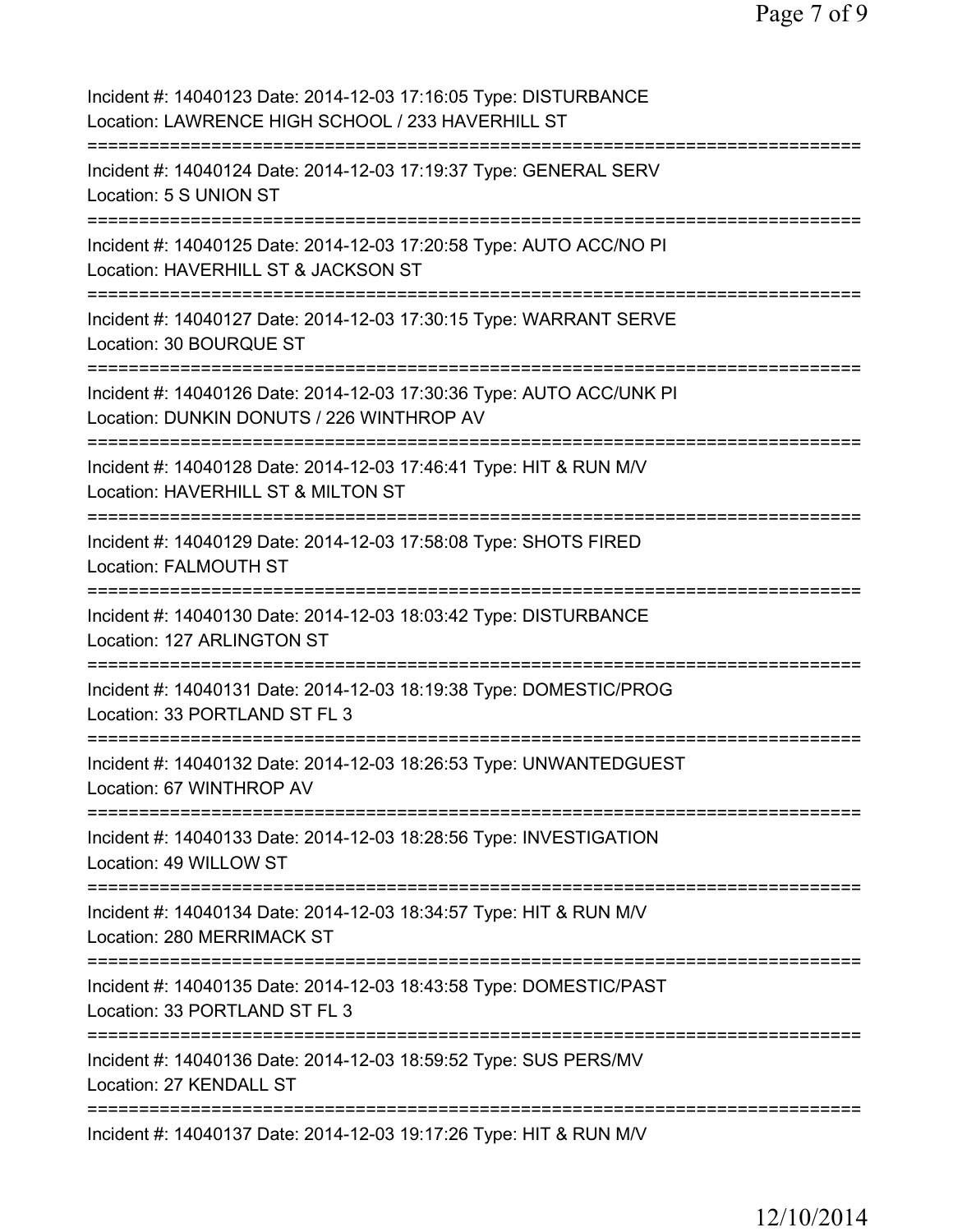Incident #: 14040123 Date: 2014-12-03 17:16:05 Type: DISTURBANCE
Location: LAWRENCE HIGH SCHOOL / 233 HAVERHILL ST
===========================================================================
Incident #: 14040124 Date: 2014-12-03 17:19:37 Type: GENERAL SERV
Location: 5 S UNION ST
===========================================================================
Incident #: 14040125 Date: 2014-12-03 17:20:58 Type: AUTO ACC/NO PI
Location: HAVERHILL ST & JACKSON ST
===========================================================================
Incident #: 14040127 Date: 2014-12-03 17:30:15 Type: WARRANT SERVE
Location: 30 BOURQUE ST
===========================================================================
Incident #: 14040126 Date: 2014-12-03 17:30:36 Type: AUTO ACC/UNK PI
Location: DUNKIN DONUTS / 226 WINTHROP AV
===========================================================================
Incident #: 14040128 Date: 2014-12-03 17:46:41 Type: HIT & RUN M/V
Location: HAVERHILL ST & MILTON ST
===========================================================================
Incident #: 14040129 Date: 2014-12-03 17:58:08 Type: SHOTS FIRED
Location: FALMOUTH ST
===========================================================================
Incident #: 14040130 Date: 2014-12-03 18:03:42 Type: DISTURBANCE
Location: 127 ARLINGTON ST
===========================================================================
Incident #: 14040131 Date: 2014-12-03 18:19:38 Type: DOMESTIC/PROG
Location: 33 PORTLAND ST FL 3
===========================================================================
Incident #: 14040132 Date: 2014-12-03 18:26:53 Type: UNWANTEDGUEST
Location: 67 WINTHROP AV
===========================================================================
Incident #: 14040133 Date: 2014-12-03 18:28:56 Type: INVESTIGATION
Location: 49 WILLOW ST
===========================================================================
Incident #: 14040134 Date: 2014-12-03 18:34:57 Type: HIT & RUN M/V
Location: 280 MERRIMACK ST
===========================================================================
Incident #: 14040135 Date: 2014-12-03 18:43:58 Type: DOMESTIC/PAST
Location: 33 PORTLAND ST FL 3
===========================================================================
Incident #: 14040136 Date: 2014-12-03 18:59:52 Type: SUS PERS/MV
Location: 27 KENDALL ST
===========================================================================
Incident #: 14040137 Date: 2014-12-03 19:17:26 Type: HIT & RUN M/V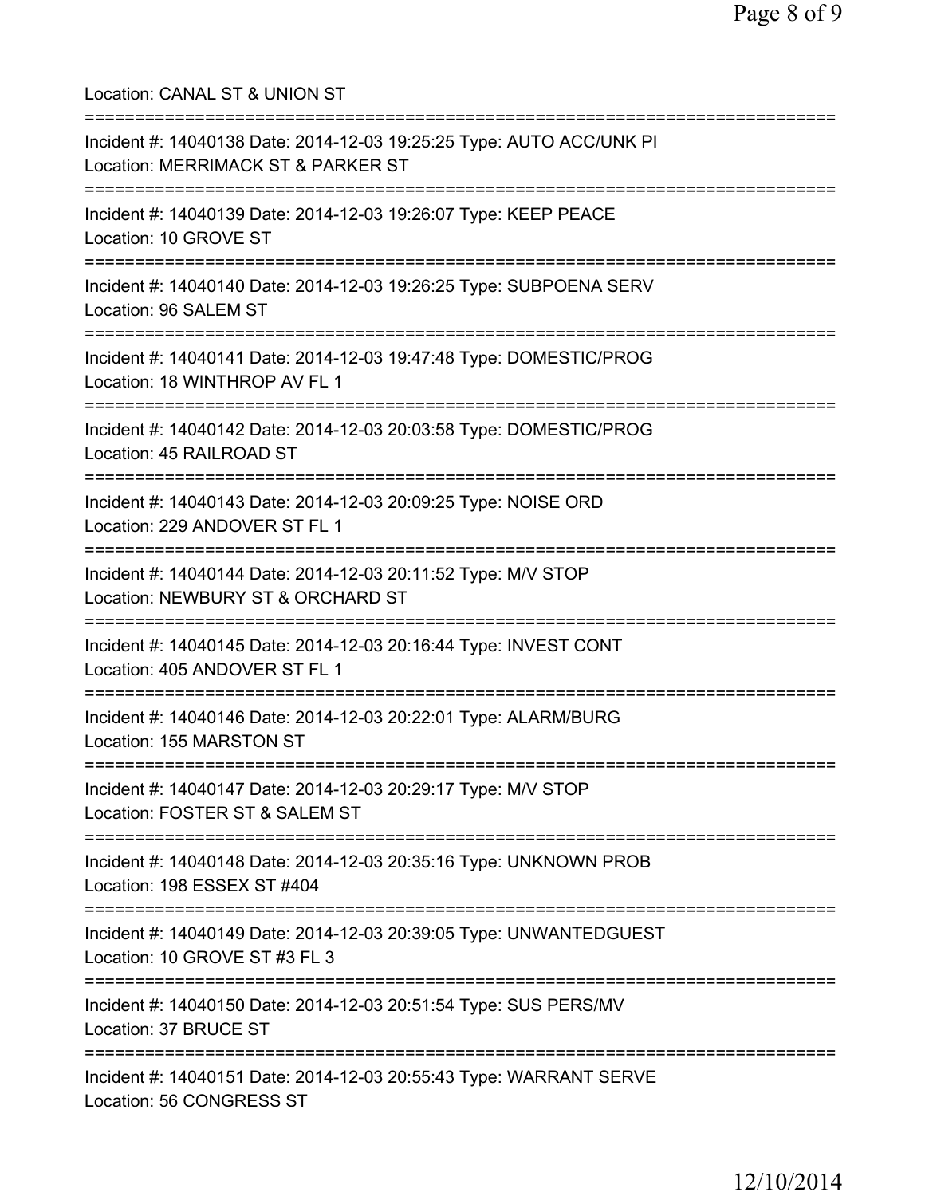Location: CANAL ST & UNION ST

===========================================================================

Incident #: 14040138 Date: 2014-12-03 19:25:25 Type: AUTO ACC/UNK PI
Location: MERRIMACK ST & PARKER ST

===========================================================================

Incident #: 14040139 Date: 2014-12-03 19:26:07 Type: KEEP PEACE
Location: 10 GROVE ST

===========================================================================

Incident #: 14040140 Date: 2014-12-03 19:26:25 Type: SUBPOENA SERV
Location: 96 SALEM ST

===========================================================================

Incident #: 14040141 Date: 2014-12-03 19:47:48 Type: DOMESTIC/PROG
Location: 18 WINTHROP AV FL 1

===========================================================================

Incident #: 14040142 Date: 2014-12-03 20:03:58 Type: DOMESTIC/PROG
Location: 45 RAILROAD ST

===========================================================================

Incident #: 14040143 Date: 2014-12-03 20:09:25 Type: NOISE ORD
Location: 229 ANDOVER ST FL 1

===========================================================================

Incident #: 14040144 Date: 2014-12-03 20:11:52 Type: M/V STOP
Location: NEWBURY ST & ORCHARD ST

===========================================================================

Incident #: 14040145 Date: 2014-12-03 20:16:44 Type: INVEST CONT
Location: 405 ANDOVER ST FL 1

===========================================================================

Incident #: 14040146 Date: 2014-12-03 20:22:01 Type: ALARM/BURG
Location: 155 MARSTON ST

===========================================================================

Incident #: 14040147 Date: 2014-12-03 20:29:17 Type: M/V STOP
Location: FOSTER ST & SALEM ST

===========================================================================

Incident #: 14040148 Date: 2014-12-03 20:35:16 Type: UNKNOWN PROB
Location: 198 ESSEX ST #404

===========================================================================

Incident #: 14040149 Date: 2014-12-03 20:39:05 Type: UNWANTEDGUEST
Location: 10 GROVE ST #3 FL 3

===========================================================================

Incident #: 14040150 Date: 2014-12-03 20:51:54 Type: SUS PERS/MV
Location: 37 BRUCE ST

===========================================================================

Incident #: 14040151 Date: 2014-12-03 20:55:43 Type: WARRANT SERVE
Location: 56 CONGRESS ST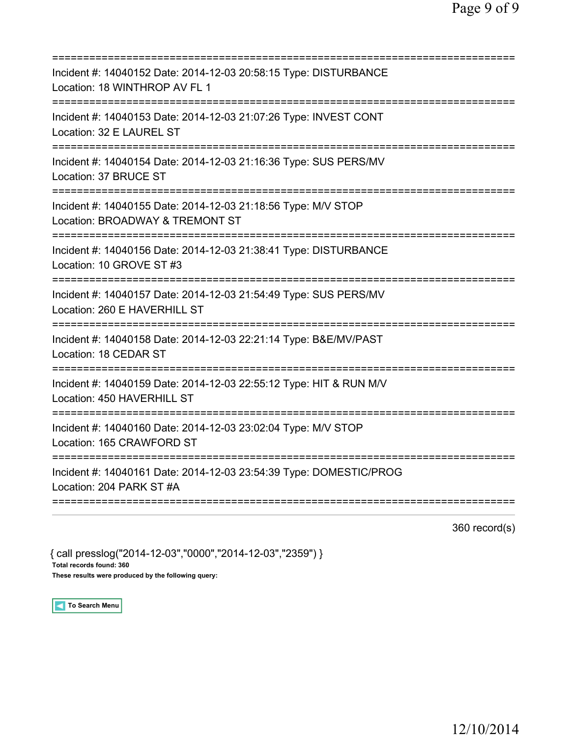===========================================================================
Incident #: 14040152 Date: 2014-12-03 20:58:15 Type: DISTURBANCE
Location: 18 WINTHROP AV FL 1
===========================================================================
Incident #: 14040153 Date: 2014-12-03 21:07:26 Type: INVEST CONT
Location: 32 E LAUREL ST
===========================================================================
Incident #: 14040154 Date: 2014-12-03 21:16:36 Type: SUS PERS/MV
Location: 37 BRUCE ST
===========================================================================
Incident #: 14040155 Date: 2014-12-03 21:18:56 Type: M/V STOP
Location: BROADWAY & TREMONT ST
===========================================================================
Incident #: 14040156 Date: 2014-12-03 21:38:41 Type: DISTURBANCE
Location: 10 GROVE ST #3
===========================================================================
Incident #: 14040157 Date: 2014-12-03 21:54:49 Type: SUS PERS/MV
Location: 260 E HAVERHILL ST
===========================================================================
Incident #: 14040158 Date: 2014-12-03 22:21:14 Type: B&E/MV/PAST
Location: 18 CEDAR ST
===========================================================================
Incident #: 14040159 Date: 2014-12-03 22:55:12 Type: HIT & RUN M/V
Location: 450 HAVERHILL ST
===========================================================================
Incident #: 14040160 Date: 2014-12-03 23:02:04 Type: M/V STOP
Location: 165 CRAWFORD ST
===========================================================================
Incident #: 14040161 Date: 2014-12-03 23:54:39 Type: DOMESTIC/PROG
Location: 204 PARK ST #A
===========================================================================

360 record(s)

{ call presslog("2014-12-03","0000","2014-12-03","2359") }

**Total records found: 360**

**These results were produced by the following query:**

To Search Menu

12/10/2014